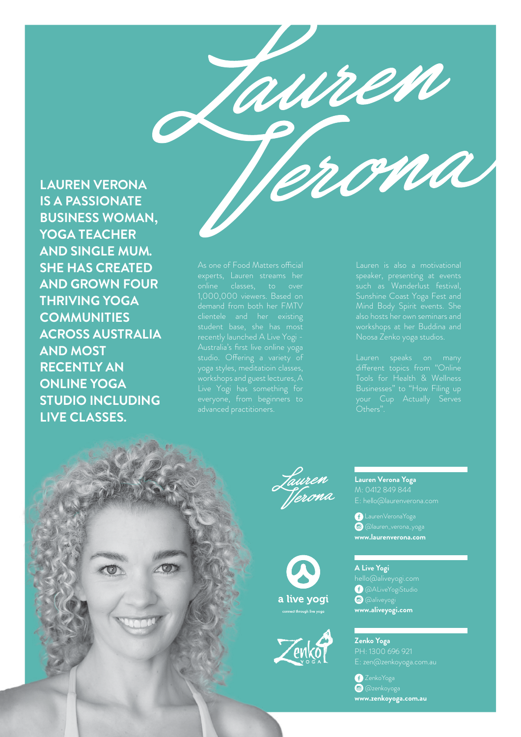# Lauren Verona

**LAUREN VERONA IS A PASSIONATE BUSINESS WOMAN, YOGA TEACHER AND SINGLE MUM. SHE HAS CREATED AND GROWN FOUR THRIVING YOGA COMMUNITIES ACROSS AUSTRALIA AND MOST RECENTLY AN ONLINE YOGA STUDIO INCLUDING LIVE CLASSES.**

As one of Food Matters official experts, Lauren streams her online classes, to over 1,000,000 viewers. Based on demand from both her FMTV clientele and her existing student base, she has most recently launched A Live Yogi - Australia's first live online yoga studio. Offering a variety of yoga styles, meditatioin classes, workshops and guest lectures, A Live Yogi has something for everyone, from beginners to advanced practitioners.

Lauren is also a motivational speaker, presenting at events such as Wanderlust festival, Sunshine Coast Yoga Fest and Mind Body Spirit events. She also hosts her own seminars and workshops at her Buddina and Noosa Zenko yoga studios.

Lauren speaks on many different topics from "Online Tools for Health & Wellness Businesses" to "How Filing up your Cup Actually Serves Others".

**Lauren Verona Yoga**
M: 0412 849 844
E: hello@laurenverona.com
LaurenVeronaYoga
@lauren_verona_yoga
**www.laurenverona.com**

a live yogi
connect through live yoga

**A Live Yogi**
hello@aliveyogi.com
@ALiveYogiStudio
@aliveyogi
**www.aliveyogi.com**

Zenko YOGA

**Zenko Yoga**
PH: 1300 696 921
E: zen@zenkoyoga.com.au
ZenkoYoga
@zenkoyoga
**www.zenkoyoga.com.au**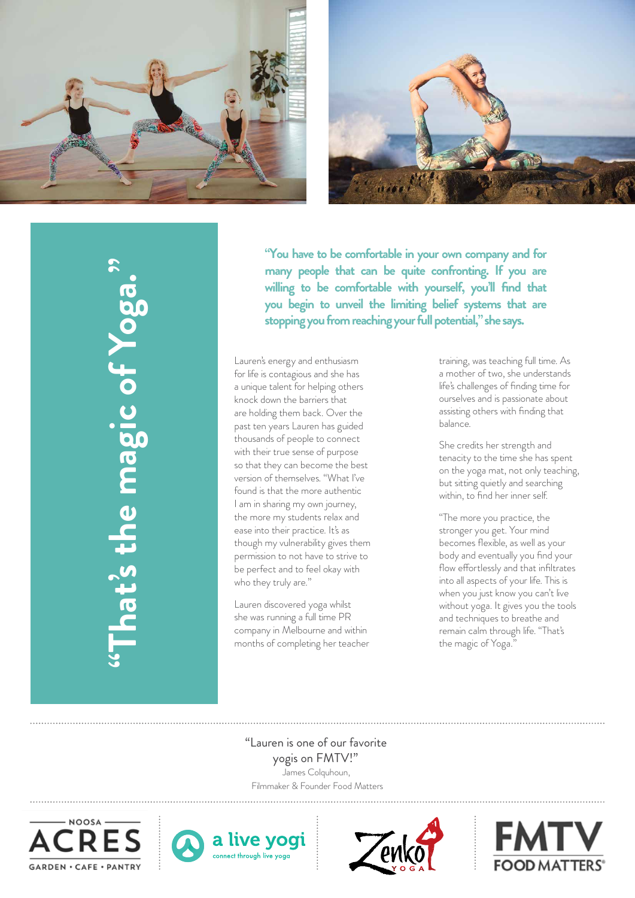## “That’s the magic of Yoga.”

**“You have to be comfortable in your own company and for many people that can be quite confronting. If you are willing to be comfortable with yourself, you’ll find that you begin to unveil the limiting belief systems that are stopping you from reaching your full potential,” she says.**

Lauren’s energy and enthusiasm for life is contagious and she has a unique talent for helping others knock down the barriers that are holding them back. Over the past ten years Lauren has guided thousands of people to connect with their true sense of purpose so that they can become the best version of themselves. “What I’ve found is that the more authentic I am in sharing my own journey, the more my students relax and ease into their practice. It’s as though my vulnerability gives them permission to not have to strive to be perfect and to feel okay with who they truly are.”

Lauren discovered yoga whilst she was running a full time PR company in Melbourne and within months of completing her teacher training, was teaching full time. As a mother of two, she understands life’s challenges of finding time for ourselves and is passionate about assisting others with finding that balance.

She credits her strength and tenacity to the time she has spent on the yoga mat, not only teaching, but sitting quietly and searching within, to find her inner self.

“The more you practice, the stronger you get. Your mind becomes flexible, as well as your body and eventually you find your flow effortlessly and that infiltrates into all aspects of your life. This is when you just know you can’t live without yoga. It gives you the tools and techniques to breathe and remain calm through life. “That’s the magic of Yoga.”

---

“Lauren is one of our favorite yogis on FMTV!”
James Colquhoun,
Filmmaker & Founder Food Matters

---

NOOSA ACRES GARDEN • CAFE • PANTRY

a live yogi — connect through live yoga

Zenko YOGA

FMTV FOOD MATTERS®